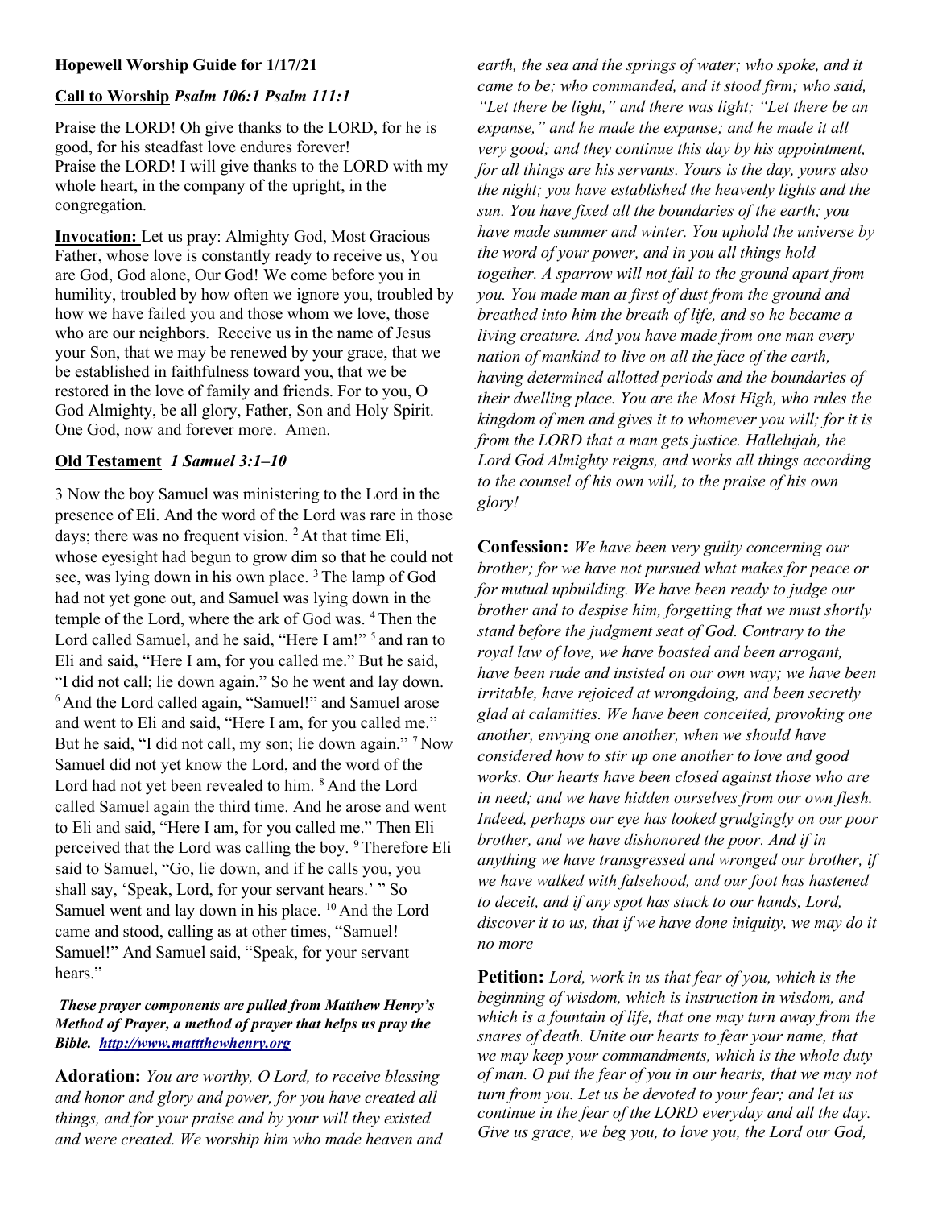**Hopewell Worship Guide for 1/17/21**

**Call to Worship** ***Psalm 106:1 Psalm 111:1***

Praise the LORD! Oh give thanks to the LORD, for he is good, for his steadfast love endures forever!
Praise the LORD! I will give thanks to the LORD with my whole heart, in the company of the upright, in the congregation.

**Invocation:** Let us pray: Almighty God, Most Gracious Father, whose love is constantly ready to receive us, You are God, God alone, Our God! We come before you in humility, troubled by how often we ignore you, troubled by how we have failed you and those whom we love, those who are our neighbors. Receive us in the name of Jesus your Son, that we may be renewed by your grace, that we be established in faithfulness toward you, that we be restored in the love of family and friends. For to you, O God Almighty, be all glory, Father, Son and Holy Spirit. One God, now and forever more. Amen.

**Old Testament** ***1 Samuel 3:1–10***

3 Now the boy Samuel was ministering to the Lord in the presence of Eli. And the word of the Lord was rare in those days; there was no frequent vision. [2] At that time Eli, whose eyesight had begun to grow dim so that he could not see, was lying down in his own place. [3] The lamp of God had not yet gone out, and Samuel was lying down in the temple of the Lord, where the ark of God was. [4] Then the Lord called Samuel, and he said, "Here I am!" [5] and ran to Eli and said, "Here I am, for you called me." But he said, "I did not call; lie down again." So he went and lay down. [6] And the Lord called again, "Samuel!" and Samuel arose and went to Eli and said, "Here I am, for you called me." But he said, "I did not call, my son; lie down again." [7] Now Samuel did not yet know the Lord, and the word of the Lord had not yet been revealed to him. [8] And the Lord called Samuel again the third time. And he arose and went to Eli and said, "Here I am, for you called me." Then Eli perceived that the Lord was calling the boy. [9] Therefore Eli said to Samuel, "Go, lie down, and if he calls you, you shall say, 'Speak, Lord, for your servant hears.' " So Samuel went and lay down in his place. [10] And the Lord came and stood, calling as at other times, "Samuel! Samuel!" And Samuel said, "Speak, for your servant hears."

***These prayer components are pulled from Matthew Henry's Method of Prayer, a method of prayer that helps us pray the Bible. http://www.mattthewhenry.org***

**Adoration:** *You are worthy, O Lord, to receive blessing and honor and glory and power, for you have created all things, and for your praise and by your will they existed and were created. We worship him who made heaven and earth, the sea and the springs of water; who spoke, and it came to be; who commanded, and it stood firm; who said, "Let there be light," and there was light; "Let there be an expanse," and he made the expanse; and he made it all very good; and they continue this day by his appointment, for all things are his servants. Yours is the day, yours also the night; you have established the heavenly lights and the sun. You have fixed all the boundaries of the earth; you have made summer and winter. You uphold the universe by the word of your power, and in you all things hold together. A sparrow will not fall to the ground apart from you. You made man at first of dust from the ground and breathed into him the breath of life, and so he became a living creature. And you have made from one man every nation of mankind to live on all the face of the earth, having determined allotted periods and the boundaries of their dwelling place. You are the Most High, who rules the kingdom of men and gives it to whomever you will; for it is from the LORD that a man gets justice. Hallelujah, the Lord God Almighty reigns, and works all things according to the counsel of his own will, to the praise of his own glory!*

**Confession:** *We have been very guilty concerning our brother; for we have not pursued what makes for peace or for mutual upbuilding. We have been ready to judge our brother and to despise him, forgetting that we must shortly stand before the judgment seat of God. Contrary to the royal law of love, we have boasted and been arrogant, have been rude and insisted on our own way; we have been irritable, have rejoiced at wrongdoing, and been secretly glad at calamities. We have been conceited, provoking one another, envying one another, when we should have considered how to stir up one another to love and good works. Our hearts have been closed against those who are in need; and we have hidden ourselves from our own flesh. Indeed, perhaps our eye has looked grudgingly on our poor brother, and we have dishonored the poor. And if in anything we have transgressed and wronged our brother, if we have walked with falsehood, and our foot has hastened to deceit, and if any spot has stuck to our hands, Lord, discover it to us, that if we have done iniquity, we may do it no more*

**Petition:** *Lord, work in us that fear of you, which is the beginning of wisdom, which is instruction in wisdom, and which is a fountain of life, that one may turn away from the snares of death. Unite our hearts to fear your name, that we may keep your commandments, which is the whole duty of man. O put the fear of you in our hearts, that we may not turn from you. Let us be devoted to your fear; and let us continue in the fear of the LORD everyday and all the day. Give us grace, we beg you, to love you, the Lord our God,*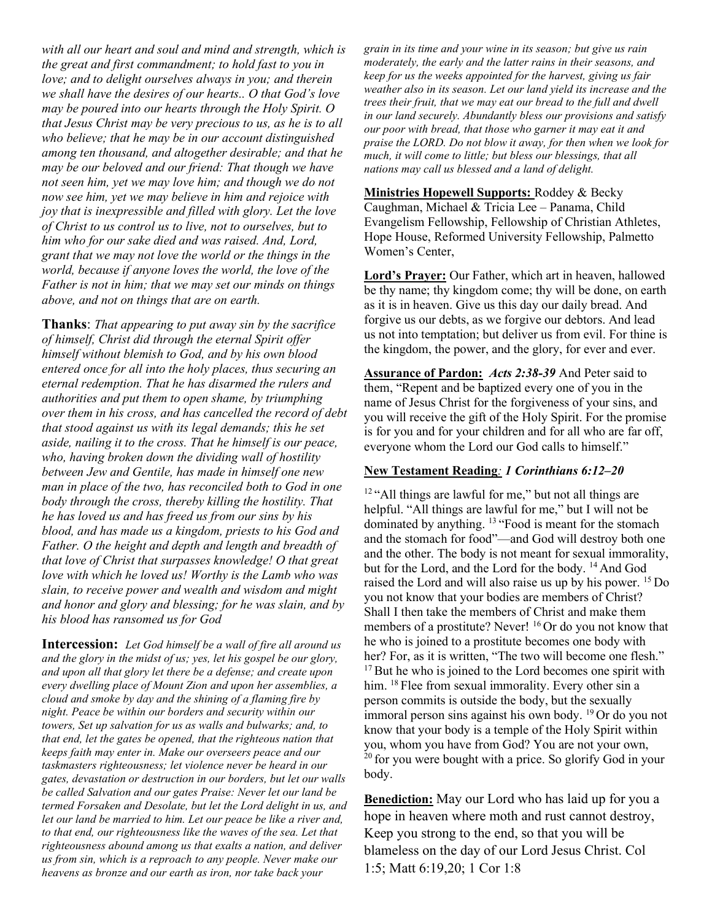*with all our heart and soul and mind and strength, which is the great and first commandment; to hold fast to you in love; and to delight ourselves always in you; and therein we shall have the desires of our hearts.. O that God's love may be poured into our hearts through the Holy Spirit. O that Jesus Christ may be very precious to us, as he is to all who believe; that he may be in our account distinguished among ten thousand, and altogether desirable; and that he may be our beloved and our friend: That though we have not seen him, yet we may love him; and though we do not now see him, yet we may believe in him and rejoice with joy that is inexpressible and filled with glory. Let the love of Christ to us control us to live, not to ourselves, but to him who for our sake died and was raised. And, Lord, grant that we may not love the world or the things in the world, because if anyone loves the world, the love of the Father is not in him; that we may set our minds on things above, and not on things that are on earth.*

**Thanks**: *That appearing to put away sin by the sacrifice of himself, Christ did through the eternal Spirit offer himself without blemish to God, and by his own blood entered once for all into the holy places, thus securing an eternal redemption. That he has disarmed the rulers and authorities and put them to open shame, by triumphing over them in his cross, and has cancelled the record of debt that stood against us with its legal demands; this he set aside, nailing it to the cross. That he himself is our peace, who, having broken down the dividing wall of hostility between Jew and Gentile, has made in himself one new man in place of the two, has reconciled both to God in one body through the cross, thereby killing the hostility. That he has loved us and has freed us from our sins by his blood, and has made us a kingdom, priests to his God and Father. O the height and depth and length and breadth of that love of Christ that surpasses knowledge! O that great love with which he loved us! Worthy is the Lamb who was slain, to receive power and wealth and wisdom and might and honor and glory and blessing; for he was slain, and by his blood has ransomed us for God*

**Intercession:** *Let God himself be a wall of fire all around us and the glory in the midst of us; yes, let his gospel be our glory, and upon all that glory let there be a defense; and create upon every dwelling place of Mount Zion and upon her assemblies, a cloud and smoke by day and the shining of a flaming fire by night. Peace be within our borders and security within our towers, Set up salvation for us as walls and bulwarks; and, to that end, let the gates be opened, that the righteous nation that keeps faith may enter in. Make our overseers peace and our taskmasters righteousness; let violence never be heard in our gates, devastation or destruction in our borders, but let our walls be called Salvation and our gates Praise: Never let our land be termed Forsaken and Desolate, but let the Lord delight in us, and let our land be married to him. Let our peace be like a river and, to that end, our righteousness like the waves of the sea. Let that righteousness abound among us that exalts a nation, and deliver us from sin, which is a reproach to any people. Never make our heavens as bronze and our earth as iron, nor take back your grain in its time and your wine in its season; but give us rain moderately, the early and the latter rains in their seasons, and keep for us the weeks appointed for the harvest, giving us fair weather also in its season. Let our land yield its increase and the trees their fruit, that we may eat our bread to the full and dwell in our land securely. Abundantly bless our provisions and satisfy our poor with bread, that those who garner it may eat it and praise the LORD. Do not blow it away, for then when we look for much, it will come to little; but bless our blessings, that all nations may call us blessed and a land of delight.*

**Ministries Hopewell Supports:** Roddey & Becky Caughman, Michael & Tricia Lee – Panama, Child Evangelism Fellowship, Fellowship of Christian Athletes, Hope House, Reformed University Fellowship, Palmetto Women's Center,

**Lord's Prayer:** Our Father, which art in heaven, hallowed be thy name; thy kingdom come; thy will be done, on earth as it is in heaven. Give us this day our daily bread. And forgive us our debts, as we forgive our debtors. And lead us not into temptation; but deliver us from evil. For thine is the kingdom, the power, and the glory, for ever and ever.

**Assurance of Pardon:** ***Acts 2:38-39*** And Peter said to them, "Repent and be baptized every one of you in the name of Jesus Christ for the forgiveness of your sins, and you will receive the gift of the Holy Spirit. For the promise is for you and for your children and for all who are far off, everyone whom the Lord our God calls to himself."

**New Testament Reading*: 1 Corinthians 6:12–20***

[12] "All things are lawful for me," but not all things are helpful. "All things are lawful for me," but I will not be dominated by anything. [13] "Food is meant for the stomach and the stomach for food"—and God will destroy both one and the other. The body is not meant for sexual immorality, but for the Lord, and the Lord for the body. [14] And God raised the Lord and will also raise us up by his power. [15] Do you not know that your bodies are members of Christ? Shall I then take the members of Christ and make them members of a prostitute? Never! [16] Or do you not know that he who is joined to a prostitute becomes one body with her? For, as it is written, "The two will become one flesh." [17] But he who is joined to the Lord becomes one spirit with him. [18] Flee from sexual immorality. Every other sin a person commits is outside the body, but the sexually immoral person sins against his own body. [19] Or do you not know that your body is a temple of the Holy Spirit within you, whom you have from God? You are not your own, [20] for you were bought with a price. So glorify God in your body.

**Benediction:** May our Lord who has laid up for you a hope in heaven where moth and rust cannot destroy, Keep you strong to the end, so that you will be blameless on the day of our Lord Jesus Christ. Col 1:5; Matt 6:19,20; 1 Cor 1:8